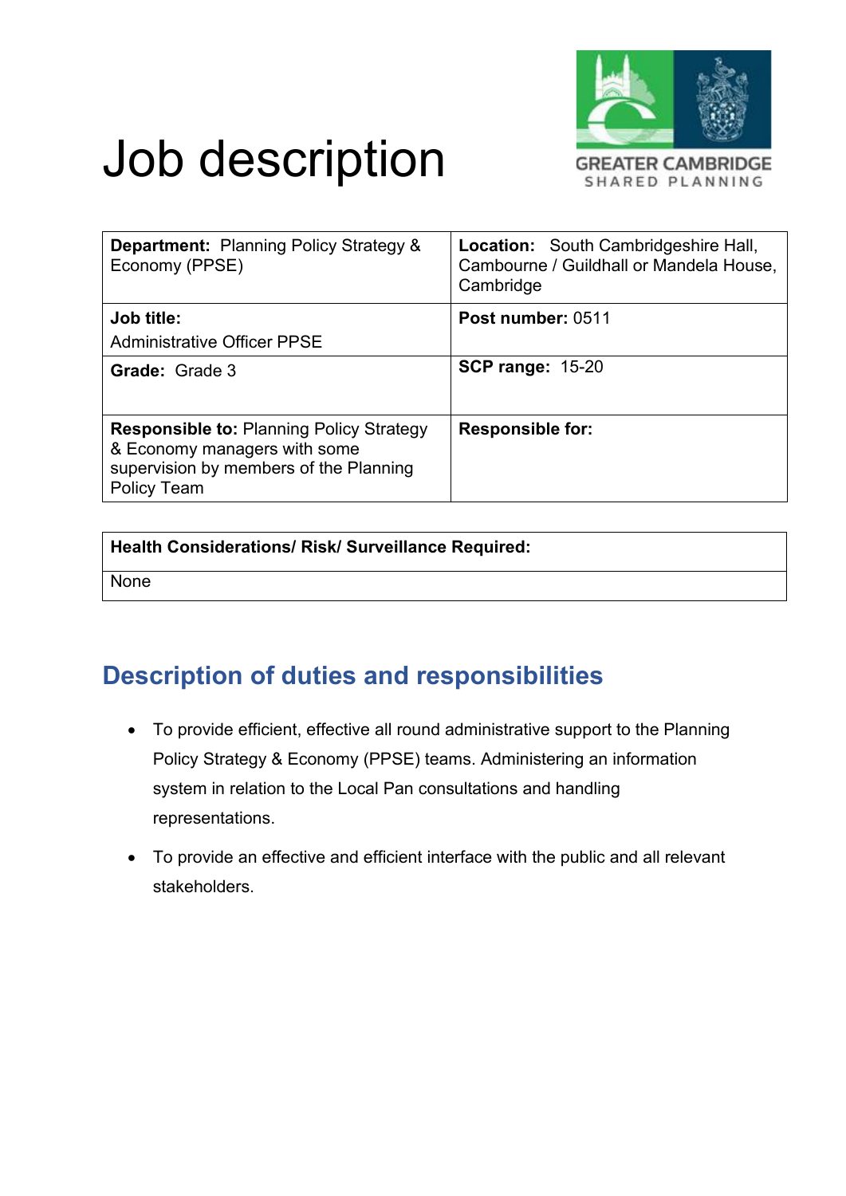# Job description

GREATER CAMBRIDGE
SHARED PLANNING

| **Department:** Planning Policy Strategy & Economy (PPSE) | **Location:** South Cambridgeshire Hall, Cambourne / Guildhall or Mandela House, Cambridge |
|---|---|
| **Job title:** Administrative Officer PPSE | **Post number:** 0511 |
| **Grade:** Grade 3 | **SCP range:** 15-20 |
| **Responsible to:** Planning Policy Strategy & Economy managers with some supervision by members of the Planning Policy Team | **Responsible for:** |

| **Health Considerations/ Risk/ Surveillance Required:** |
|---|
| None |

## Description of duties and responsibilities

- To provide efficient, effective all round administrative support to the Planning Policy Strategy & Economy (PPSE) teams. Administering an information system in relation to the Local Pan consultations and handling representations.
- To provide an effective and efficient interface with the public and all relevant stakeholders.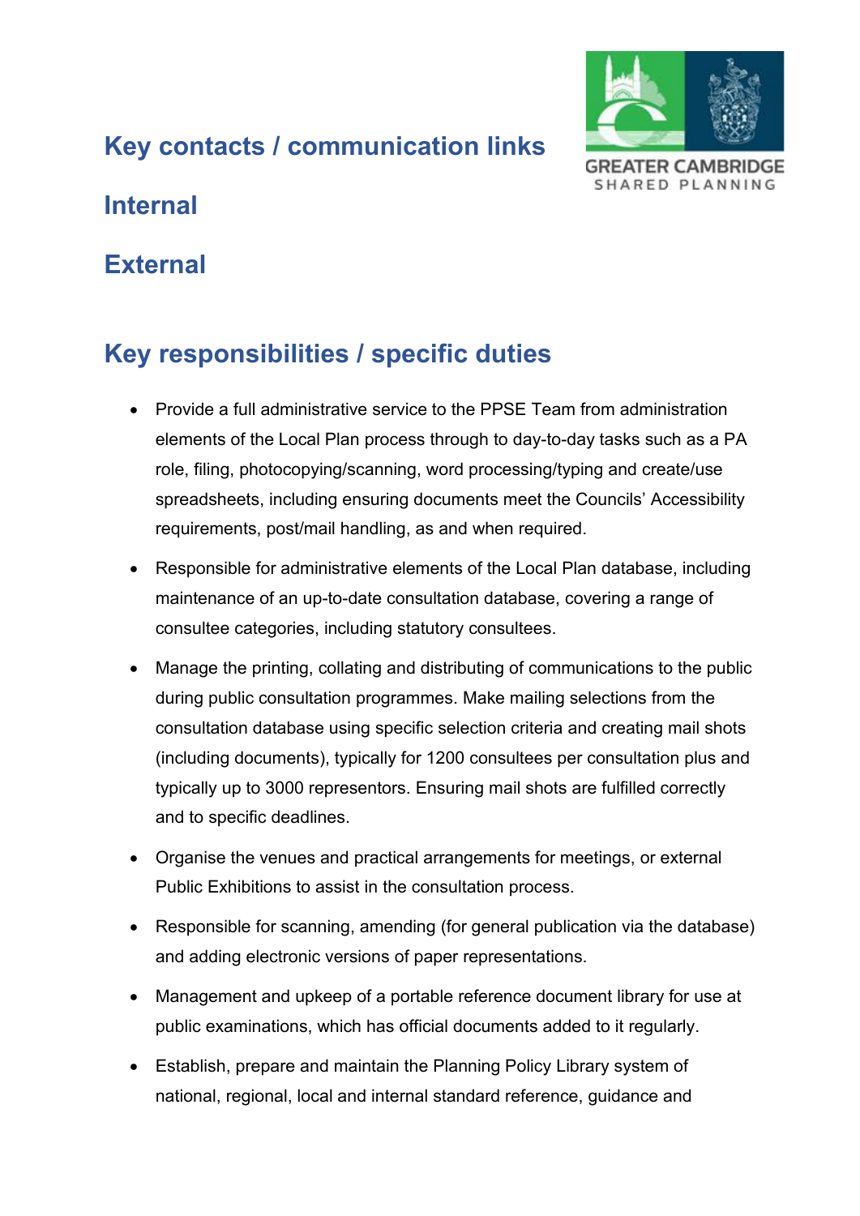## Key contacts / communication links

## Internal

## External

## Key responsibilities / specific duties

- Provide a full administrative service to the PPSE Team from administration elements of the Local Plan process through to day-to-day tasks such as a PA role, filing, photocopying/scanning, word processing/typing and create/use spreadsheets, including ensuring documents meet the Councils' Accessibility requirements, post/mail handling, as and when required.
- Responsible for administrative elements of the Local Plan database, including maintenance of an up-to-date consultation database, covering a range of consultee categories, including statutory consultees.
- Manage the printing, collating and distributing of communications to the public during public consultation programmes. Make mailing selections from the consultation database using specific selection criteria and creating mail shots (including documents), typically for 1200 consultees per consultation plus and typically up to 3000 representors. Ensuring mail shots are fulfilled correctly and to specific deadlines.
- Organise the venues and practical arrangements for meetings, or external Public Exhibitions to assist in the consultation process.
- Responsible for scanning, amending (for general publication via the database) and adding electronic versions of paper representations.
- Management and upkeep of a portable reference document library for use at public examinations, which has official documents added to it regularly.
- Establish, prepare and maintain the Planning Policy Library system of national, regional, local and internal standard reference, guidance and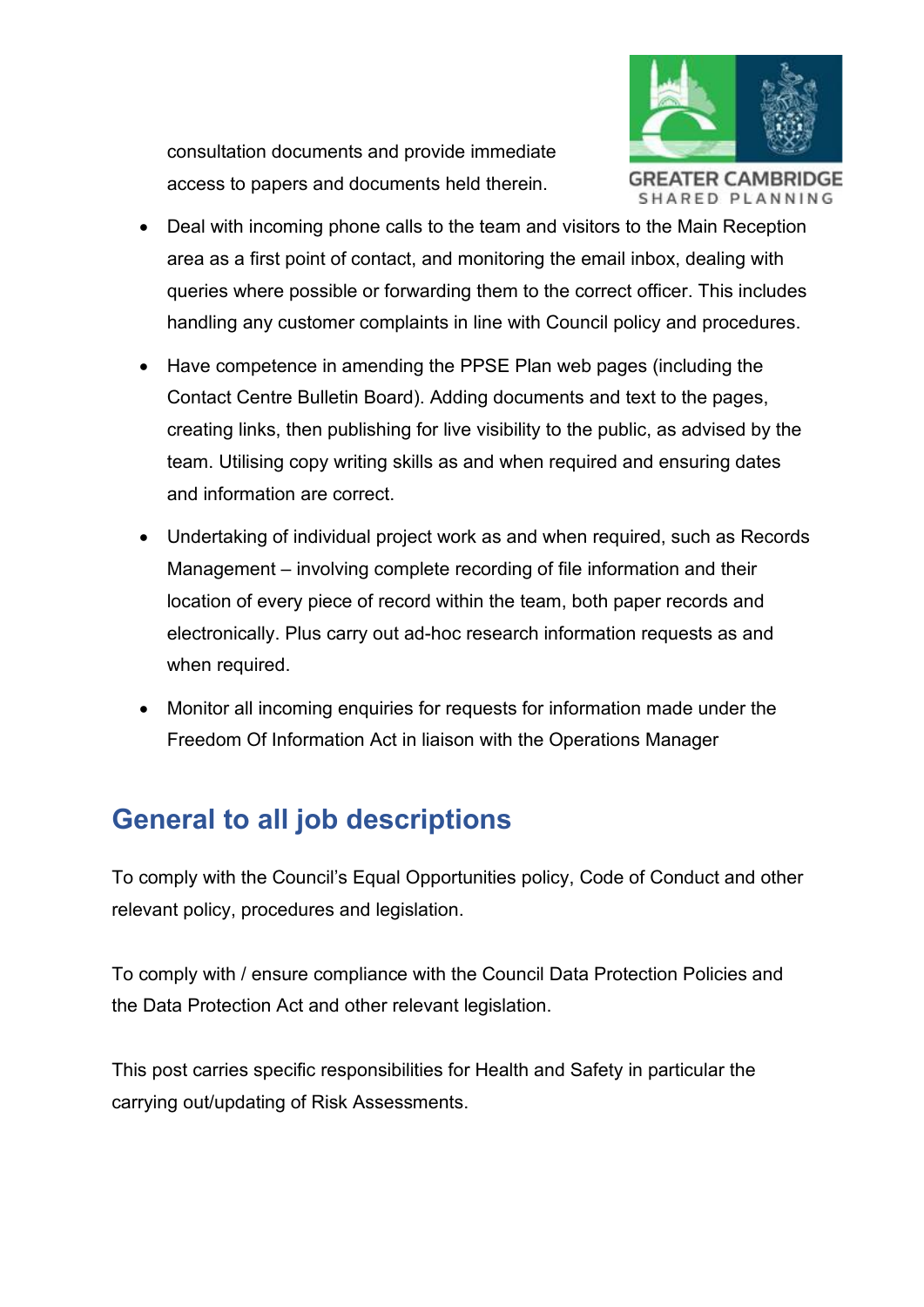consultation documents and provide immediate access to papers and documents held therein.

- Deal with incoming phone calls to the team and visitors to the Main Reception area as a first point of contact, and monitoring the email inbox, dealing with queries where possible or forwarding them to the correct officer. This includes handling any customer complaints in line with Council policy and procedures.
- Have competence in amending the PPSE Plan web pages (including the Contact Centre Bulletin Board). Adding documents and text to the pages, creating links, then publishing for live visibility to the public, as advised by the team. Utilising copy writing skills as and when required and ensuring dates and information are correct.
- Undertaking of individual project work as and when required, such as Records Management – involving complete recording of file information and their location of every piece of record within the team, both paper records and electronically. Plus carry out ad-hoc research information requests as and when required.
- Monitor all incoming enquiries for requests for information made under the Freedom Of Information Act in liaison with the Operations Manager

## General to all job descriptions

To comply with the Council's Equal Opportunities policy, Code of Conduct and other relevant policy, procedures and legislation.

To comply with / ensure compliance with the Council Data Protection Policies and the Data Protection Act and other relevant legislation.

This post carries specific responsibilities for Health and Safety in particular the carrying out/updating of Risk Assessments.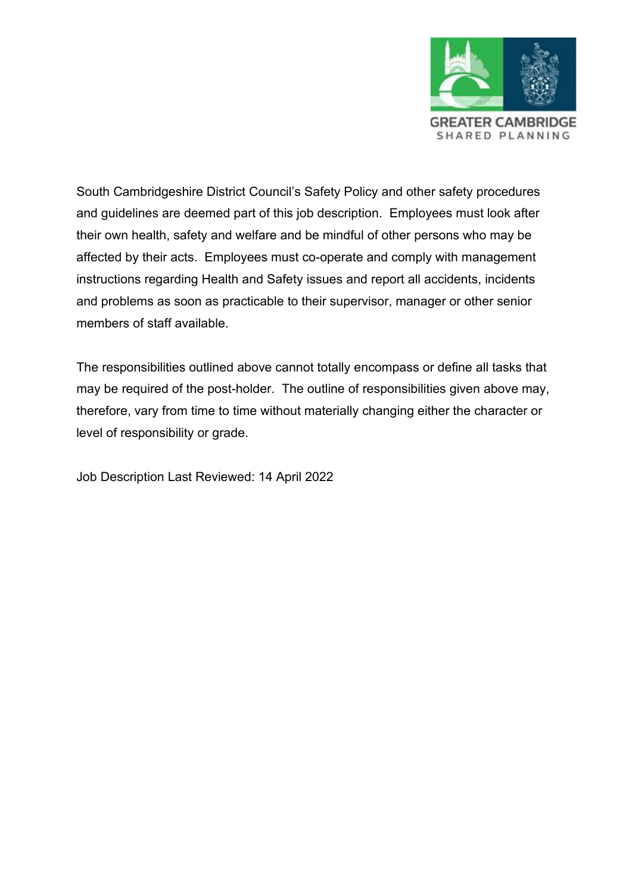South Cambridgeshire District Council's Safety Policy and other safety procedures and guidelines are deemed part of this job description. Employees must look after their own health, safety and welfare and be mindful of other persons who may be affected by their acts. Employees must co-operate and comply with management instructions regarding Health and Safety issues and report all accidents, incidents and problems as soon as practicable to their supervisor, manager or other senior members of staff available.

The responsibilities outlined above cannot totally encompass or define all tasks that may be required of the post-holder. The outline of responsibilities given above may, therefore, vary from time to time without materially changing either the character or level of responsibility or grade.

Job Description Last Reviewed: 14 April 2022